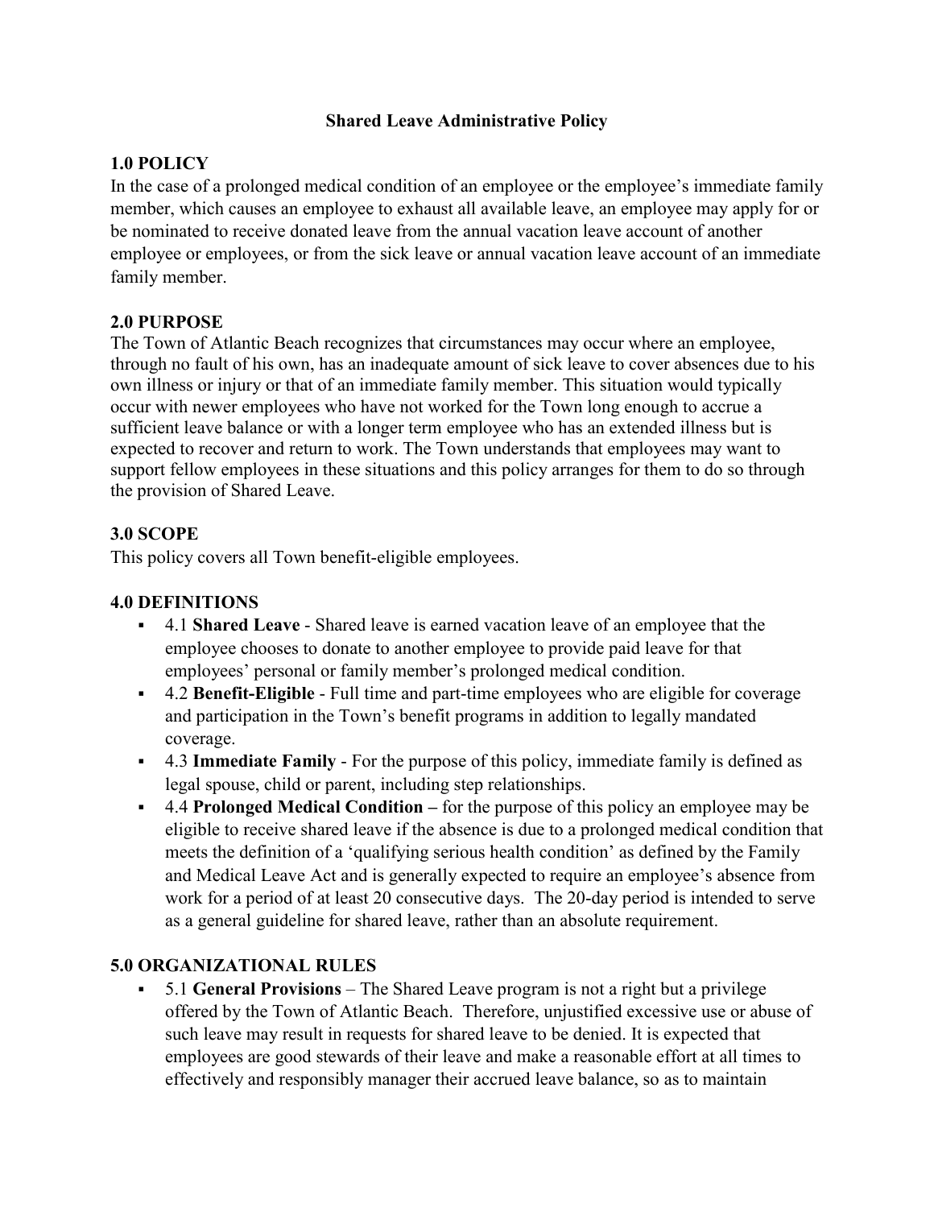# Shared Leave Administrative Policy

## 1.0 POLICY

In the case of a prolonged medical condition of an employee or the employee's immediate family member, which causes an employee to exhaust all available leave, an employee may apply for or be nominated to receive donated leave from the annual vacation leave account of another employee or employees, or from the sick leave or annual vacation leave account of an immediate family member.

## 2.0 PURPOSE

The Town of Atlantic Beach recognizes that circumstances may occur where an employee, through no fault of his own, has an inadequate amount of sick leave to cover absences due to his own illness or injury or that of an immediate family member. This situation would typically occur with newer employees who have not worked for the Town long enough to accrue a sufficient leave balance or with a longer term employee who has an extended illness but is expected to recover and return to work. The Town understands that employees may want to support fellow employees in these situations and this policy arranges for them to do so through the provision of Shared Leave.

## 3.0 SCOPE

This policy covers all Town benefit-eligible employees.

## 4.0 DEFINITIONS

- 4.1 **Shared Leave** - Shared leave is earned vacation leave of an employee that the employee chooses to donate to another employee to provide paid leave for that employees' personal or family member's prolonged medical condition.
- 4.2 **Benefit-Eligible** - Full time and part-time employees who are eligible for coverage and participation in the Town's benefit programs in addition to legally mandated coverage.
- 4.3 **Immediate Family** - For the purpose of this policy, immediate family is defined as legal spouse, child or parent, including step relationships.
- 4.4 **Prolonged Medical Condition –** for the purpose of this policy an employee may be eligible to receive shared leave if the absence is due to a prolonged medical condition that meets the definition of a 'qualifying serious health condition' as defined by the Family and Medical Leave Act and is generally expected to require an employee's absence from work for a period of at least 20 consecutive days. The 20-day period is intended to serve as a general guideline for shared leave, rather than an absolute requirement.

## 5.0 ORGANIZATIONAL RULES

- 5.1 **General Provisions** – The Shared Leave program is not a right but a privilege offered by the Town of Atlantic Beach. Therefore, unjustified excessive use or abuse of such leave may result in requests for shared leave to be denied. It is expected that employees are good stewards of their leave and make a reasonable effort at all times to effectively and responsibly manager their accrued leave balance, so as to maintain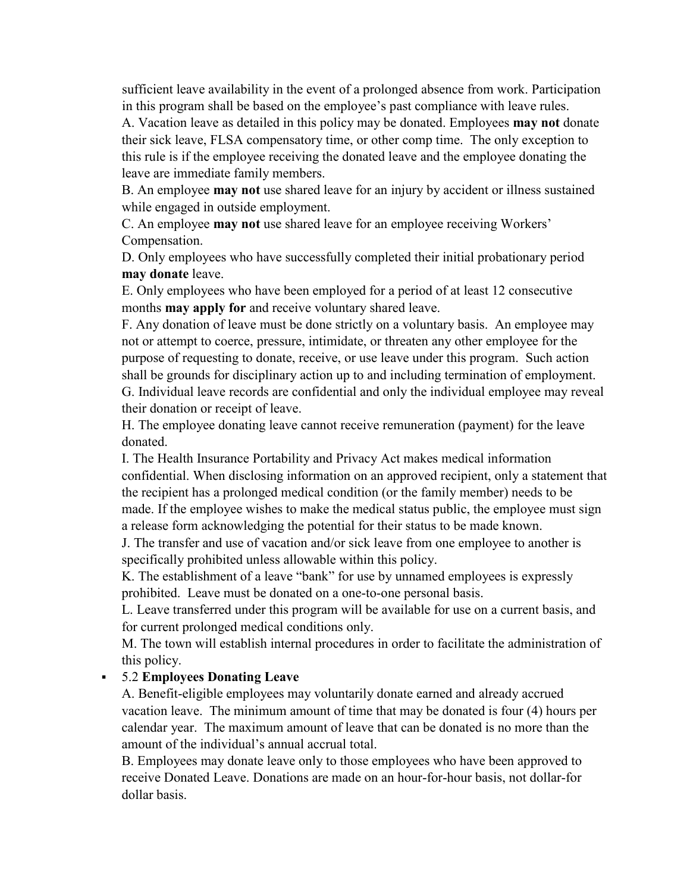sufficient leave availability in the event of a prolonged absence from work. Participation in this program shall be based on the employee's past compliance with leave rules.

A. Vacation leave as detailed in this policy may be donated. Employees **may not** donate their sick leave, FLSA compensatory time, or other comp time. The only exception to this rule is if the employee receiving the donated leave and the employee donating the leave are immediate family members.

B. An employee **may not** use shared leave for an injury by accident or illness sustained while engaged in outside employment.

C. An employee **may not** use shared leave for an employee receiving Workers' Compensation.

D. Only employees who have successfully completed their initial probationary period **may donate** leave.

E. Only employees who have been employed for a period of at least 12 consecutive months **may apply for** and receive voluntary shared leave.

F. Any donation of leave must be done strictly on a voluntary basis. An employee may not or attempt to coerce, pressure, intimidate, or threaten any other employee for the purpose of requesting to donate, receive, or use leave under this program. Such action shall be grounds for disciplinary action up to and including termination of employment.

G. Individual leave records are confidential and only the individual employee may reveal their donation or receipt of leave.

H. The employee donating leave cannot receive remuneration (payment) for the leave donated.

I. The Health Insurance Portability and Privacy Act makes medical information confidential. When disclosing information on an approved recipient, only a statement that the recipient has a prolonged medical condition (or the family member) needs to be made. If the employee wishes to make the medical status public, the employee must sign a release form acknowledging the potential for their status to be made known.

J. The transfer and use of vacation and/or sick leave from one employee to another is specifically prohibited unless allowable within this policy.

K. The establishment of a leave "bank" for use by unnamed employees is expressly prohibited. Leave must be donated on a one-to-one personal basis.

L. Leave transferred under this program will be available for use on a current basis, and for current prolonged medical conditions only.

M. The town will establish internal procedures in order to facilitate the administration of this policy.

- 5.2 **Employees Donating Leave**

  A. Benefit-eligible employees may voluntarily donate earned and already accrued vacation leave. The minimum amount of time that may be donated is four (4) hours per calendar year. The maximum amount of leave that can be donated is no more than the amount of the individual's annual accrual total.

  B. Employees may donate leave only to those employees who have been approved to receive Donated Leave. Donations are made on an hour-for-hour basis, not dollar-for dollar basis.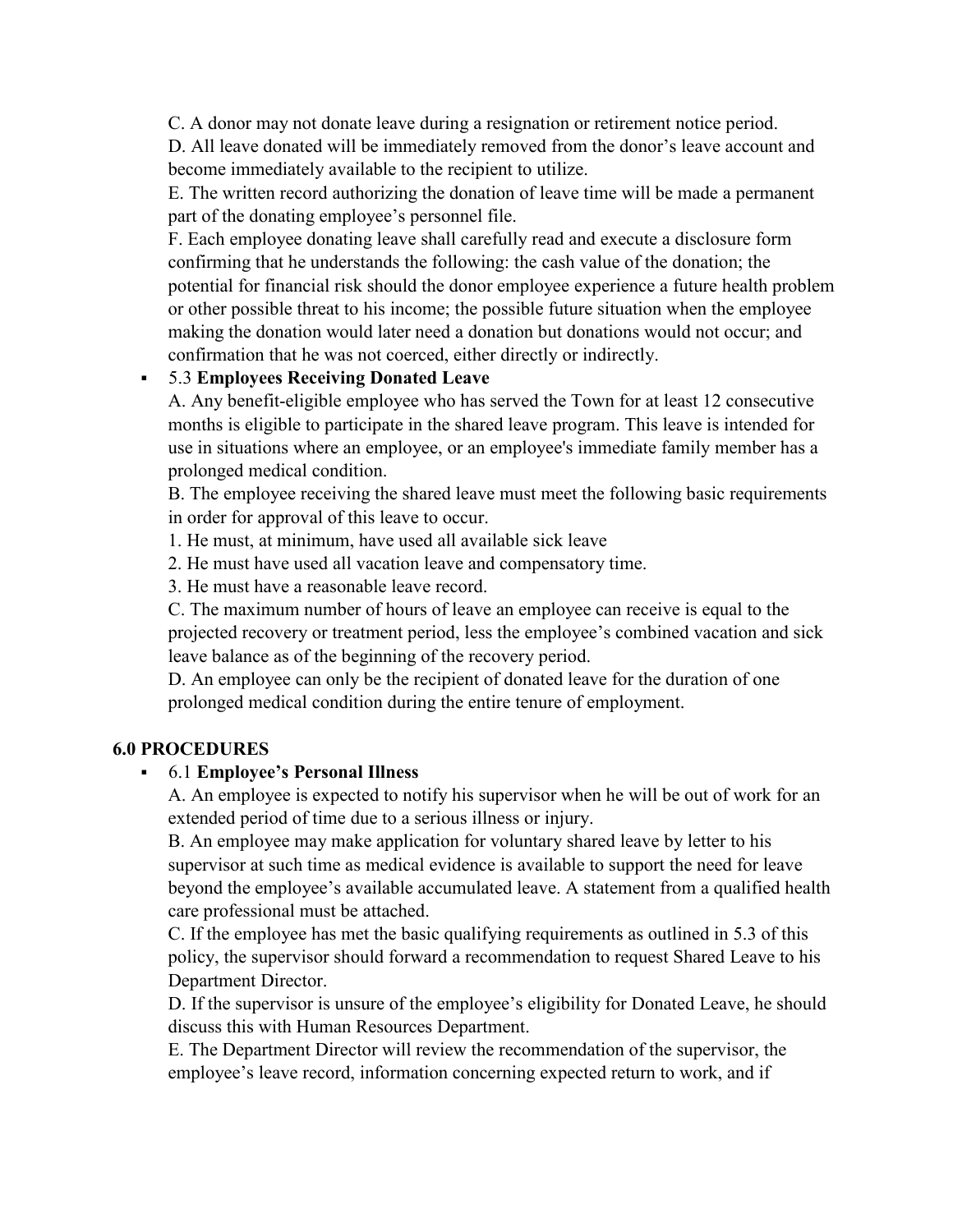C. A donor may not donate leave during a resignation or retirement notice period.

D. All leave donated will be immediately removed from the donor's leave account and become immediately available to the recipient to utilize.

E. The written record authorizing the donation of leave time will be made a permanent part of the donating employee's personnel file.

F. Each employee donating leave shall carefully read and execute a disclosure form confirming that he understands the following: the cash value of the donation; the potential for financial risk should the donor employee experience a future health problem or other possible threat to his income; the possible future situation when the employee making the donation would later need a donation but donations would not occur; and confirmation that he was not coerced, either directly or indirectly.

- 5.3 **Employees Receiving Donated Leave**

  A. Any benefit-eligible employee who has served the Town for at least 12 consecutive months is eligible to participate in the shared leave program. This leave is intended for use in situations where an employee, or an employee's immediate family member has a prolonged medical condition.

  B. The employee receiving the shared leave must meet the following basic requirements in order for approval of this leave to occur.

  1. He must, at minimum, have used all available sick leave
  2. He must have used all vacation leave and compensatory time.
  3. He must have a reasonable leave record.

  C. The maximum number of hours of leave an employee can receive is equal to the projected recovery or treatment period, less the employee's combined vacation and sick leave balance as of the beginning of the recovery period.

  D. An employee can only be the recipient of donated leave for the duration of one prolonged medical condition during the entire tenure of employment.

## 6.0 PROCEDURES

- 6.1 **Employee's Personal Illness**

  A. An employee is expected to notify his supervisor when he will be out of work for an extended period of time due to a serious illness or injury.

  B. An employee may make application for voluntary shared leave by letter to his supervisor at such time as medical evidence is available to support the need for leave beyond the employee's available accumulated leave. A statement from a qualified health care professional must be attached.

  C. If the employee has met the basic qualifying requirements as outlined in 5.3 of this policy, the supervisor should forward a recommendation to request Shared Leave to his Department Director.

  D. If the supervisor is unsure of the employee's eligibility for Donated Leave, he should discuss this with Human Resources Department.

  E. The Department Director will review the recommendation of the supervisor, the employee's leave record, information concerning expected return to work, and if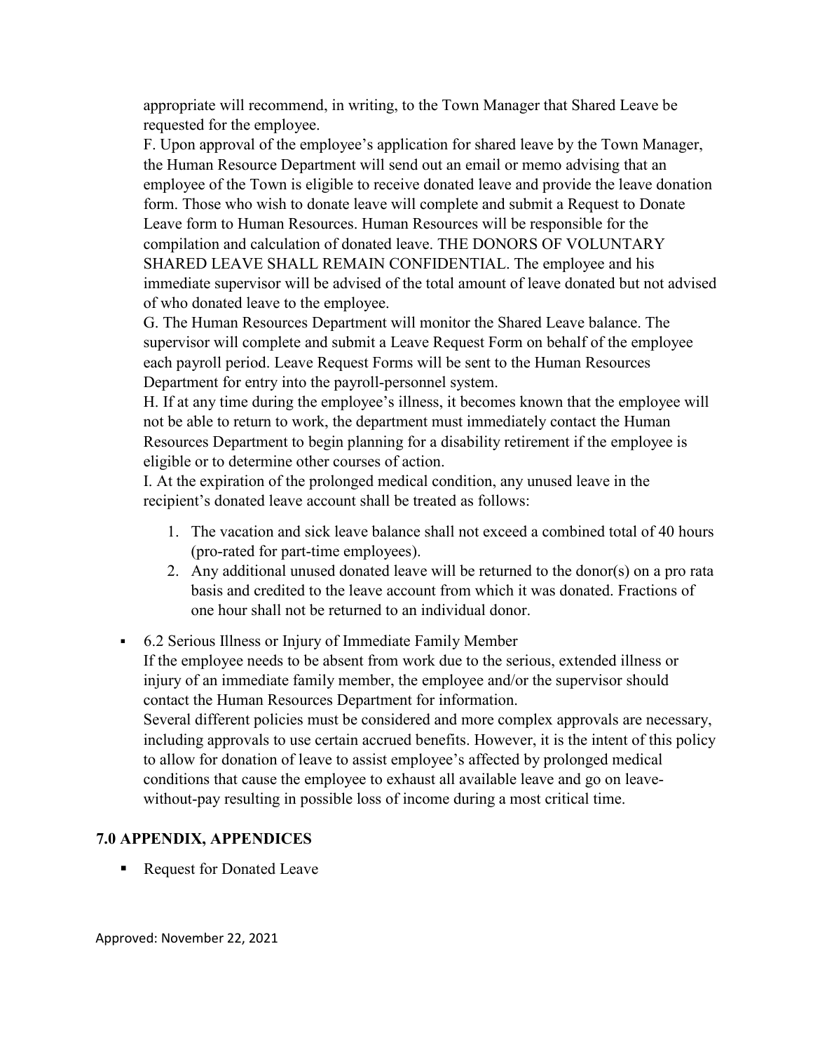appropriate will recommend, in writing, to the Town Manager that Shared Leave be requested for the employee.

F. Upon approval of the employee's application for shared leave by the Town Manager, the Human Resource Department will send out an email or memo advising that an employee of the Town is eligible to receive donated leave and provide the leave donation form. Those who wish to donate leave will complete and submit a Request to Donate Leave form to Human Resources. Human Resources will be responsible for the compilation and calculation of donated leave. THE DONORS OF VOLUNTARY SHARED LEAVE SHALL REMAIN CONFIDENTIAL. The employee and his immediate supervisor will be advised of the total amount of leave donated but not advised of who donated leave to the employee.

G. The Human Resources Department will monitor the Shared Leave balance. The supervisor will complete and submit a Leave Request Form on behalf of the employee each payroll period. Leave Request Forms will be sent to the Human Resources Department for entry into the payroll-personnel system.

H. If at any time during the employee's illness, it becomes known that the employee will not be able to return to work, the department must immediately contact the Human Resources Department to begin planning for a disability retirement if the employee is eligible or to determine other courses of action.

I. At the expiration of the prolonged medical condition, any unused leave in the recipient's donated leave account shall be treated as follows:

1. The vacation and sick leave balance shall not exceed a combined total of 40 hours (pro-rated for part-time employees).
2. Any additional unused donated leave will be returned to the donor(s) on a pro rata basis and credited to the leave account from which it was donated. Fractions of one hour shall not be returned to an individual donor.

- 6.2 Serious Illness or Injury of Immediate Family Member

  If the employee needs to be absent from work due to the serious, extended illness or injury of an immediate family member, the employee and/or the supervisor should contact the Human Resources Department for information.

  Several different policies must be considered and more complex approvals are necessary, including approvals to use certain accrued benefits. However, it is the intent of this policy to allow for donation of leave to assist employee's affected by prolonged medical conditions that cause the employee to exhaust all available leave and go on leave-without-pay resulting in possible loss of income during a most critical time.

## 7.0 APPENDIX, APPENDICES

- Request for Donated Leave

Approved: November 22, 2021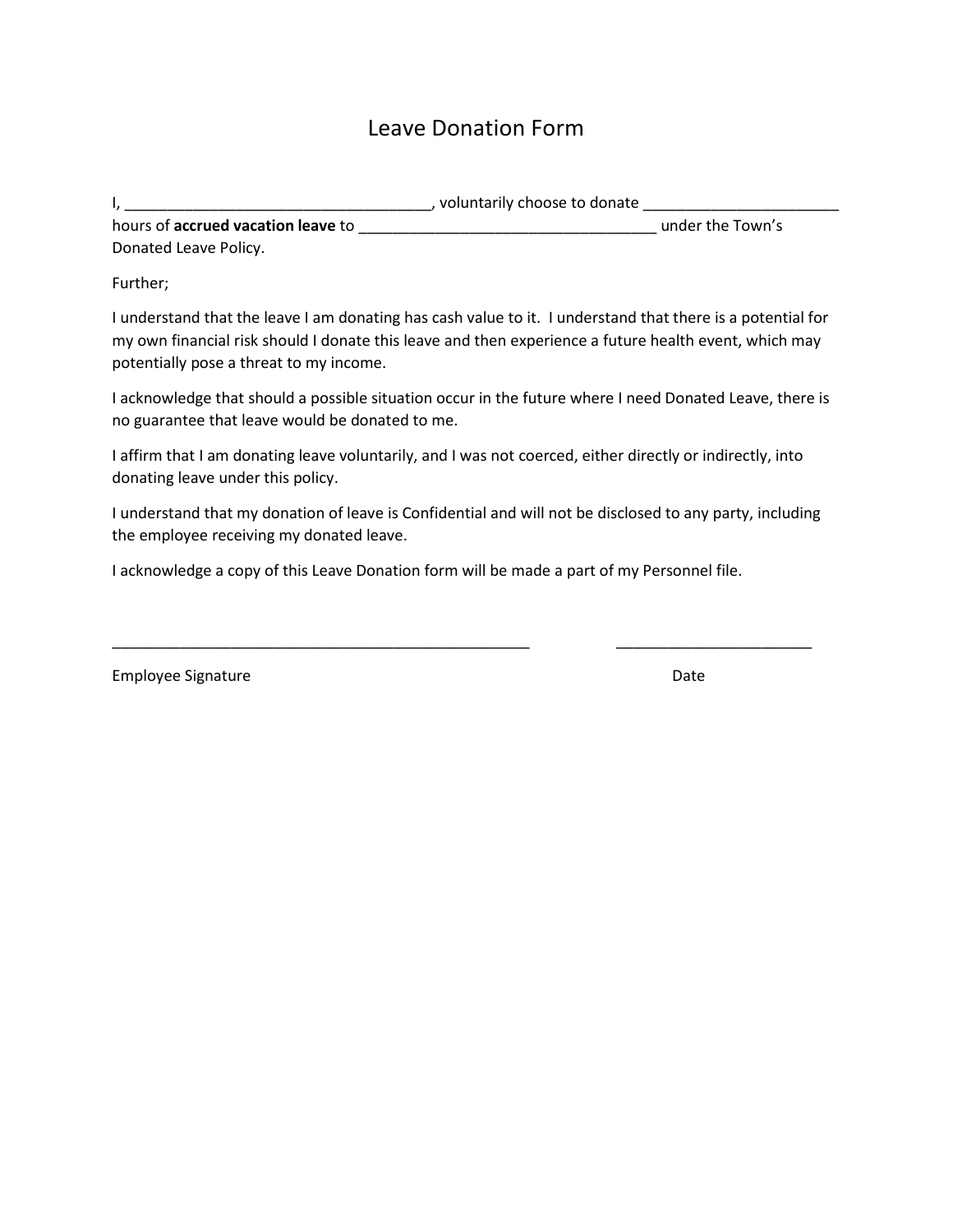# Leave Donation Form

I, ____________________________________, voluntarily choose to donate _______________________ hours of **accrued vacation leave** to __________________________________ under the Town's Donated Leave Policy.

Further;

I understand that the leave I am donating has cash value to it. I understand that there is a potential for my own financial risk should I donate this leave and then experience a future health event, which may potentially pose a threat to my income.

I acknowledge that should a possible situation occur in the future where I need Donated Leave, there is no guarantee that leave would be donated to me.

I affirm that I am donating leave voluntarily, and I was not coerced, either directly or indirectly, into donating leave under this policy.

I understand that my donation of leave is Confidential and will not be disclosed to any party, including the employee receiving my donated leave.

I acknowledge a copy of this Leave Donation form will be made a part of my Personnel file.

___________________________________________________ ________________________

Employee Signature Date